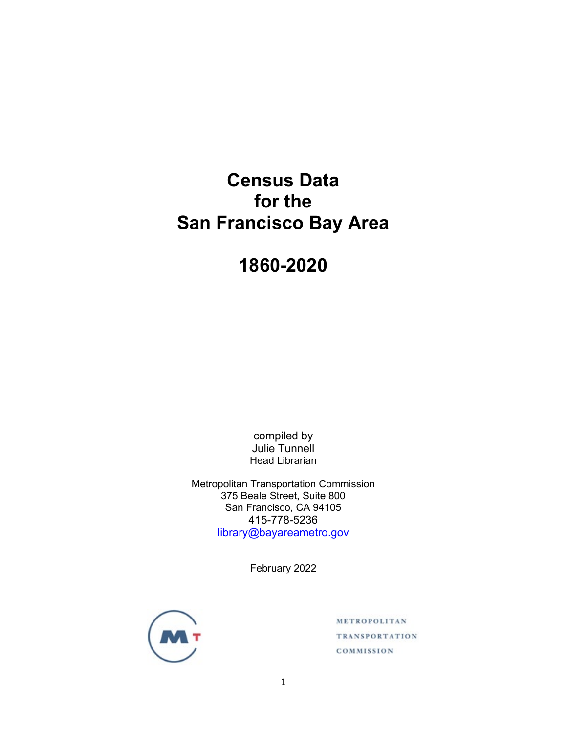# Census Data for the San Francisco Bay Area

# 1860-2020

compiled by
Julie Tunnell
Head Librarian

Metropolitan Transportation Commission
375 Beale Street, Suite 800
San Francisco, CA 94105
415-778-5236
library@bayareametro.gov

February 2022

METROPOLITAN
TRANSPORTATION
COMMISSION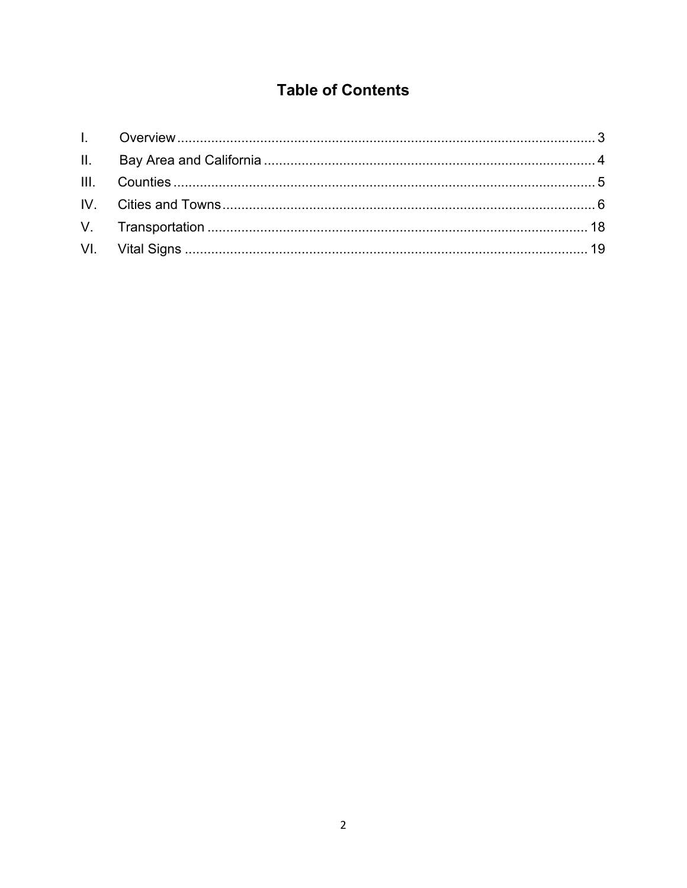# Table of Contents

I. Overview ........................................................................................................ 3
II. Bay Area and California ..................................................................................... 4
III. Counties ........................................................................................................ 5
IV. Cities and Towns ............................................................................................. 6
V. Transportation ................................................................................................ 18
VI. Vital Signs ...................................................................................................... 19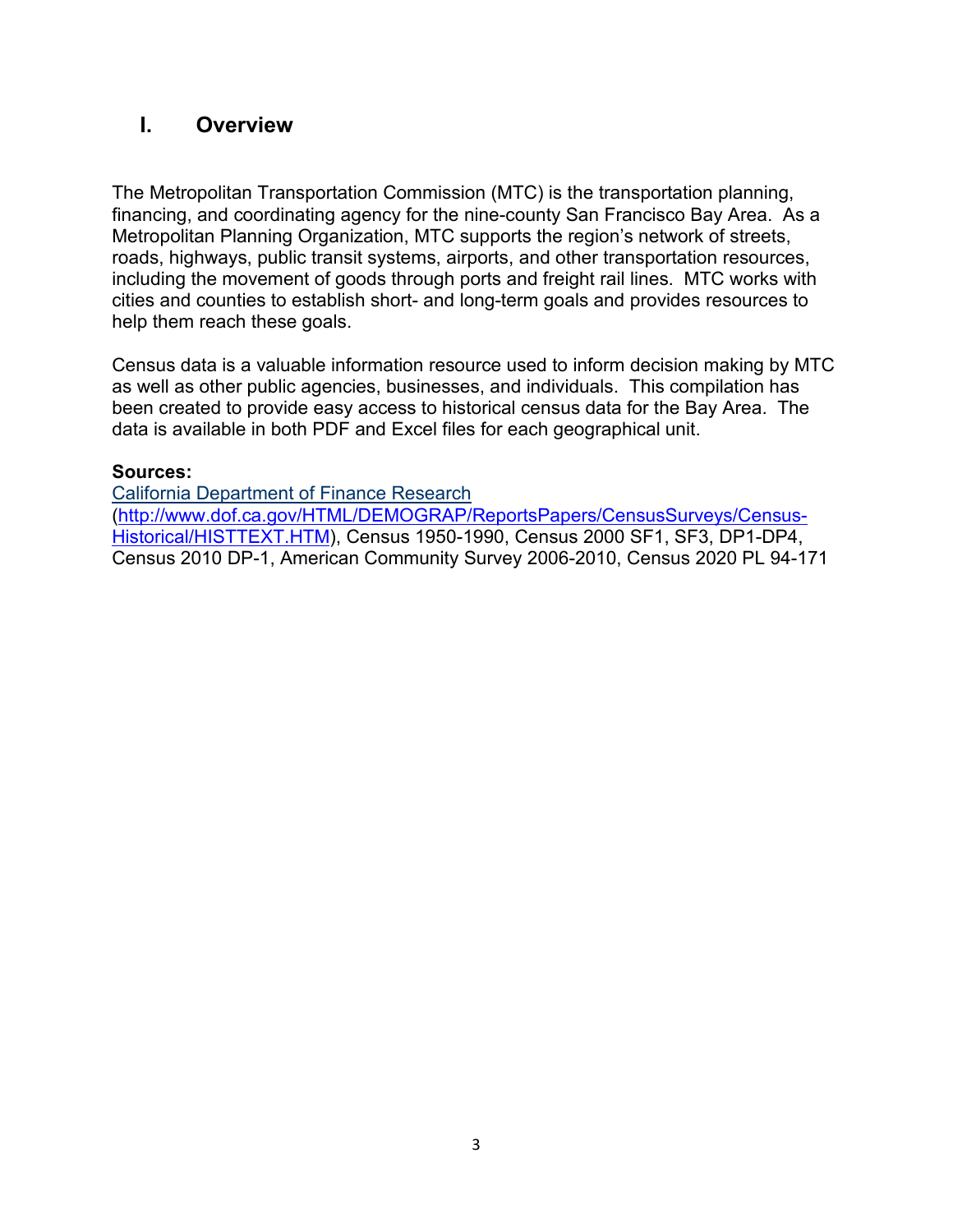# I. Overview

The Metropolitan Transportation Commission (MTC) is the transportation planning, financing, and coordinating agency for the nine-county San Francisco Bay Area. As a Metropolitan Planning Organization, MTC supports the region's network of streets, roads, highways, public transit systems, airports, and other transportation resources, including the movement of goods through ports and freight rail lines. MTC works with cities and counties to establish short- and long-term goals and provides resources to help them reach these goals.

Census data is a valuable information resource used to inform decision making by MTC as well as other public agencies, businesses, and individuals. This compilation has been created to provide easy access to historical census data for the Bay Area. The data is available in both PDF and Excel files for each geographical unit.

**Sources:**
[California Department of Finance Research](http://www.dof.ca.gov/HTML/DEMOGRAP/ReportsPapers/CensusSurveys/Census-Historical/HISTTEXT.HTM)
(http://www.dof.ca.gov/HTML/DEMOGRAP/ReportsPapers/CensusSurveys/Census-Historical/HISTTEXT.HTM), Census 1950-1990, Census 2000 SF1, SF3, DP1-DP4, Census 2010 DP-1, American Community Survey 2006-2010, Census 2020 PL 94-171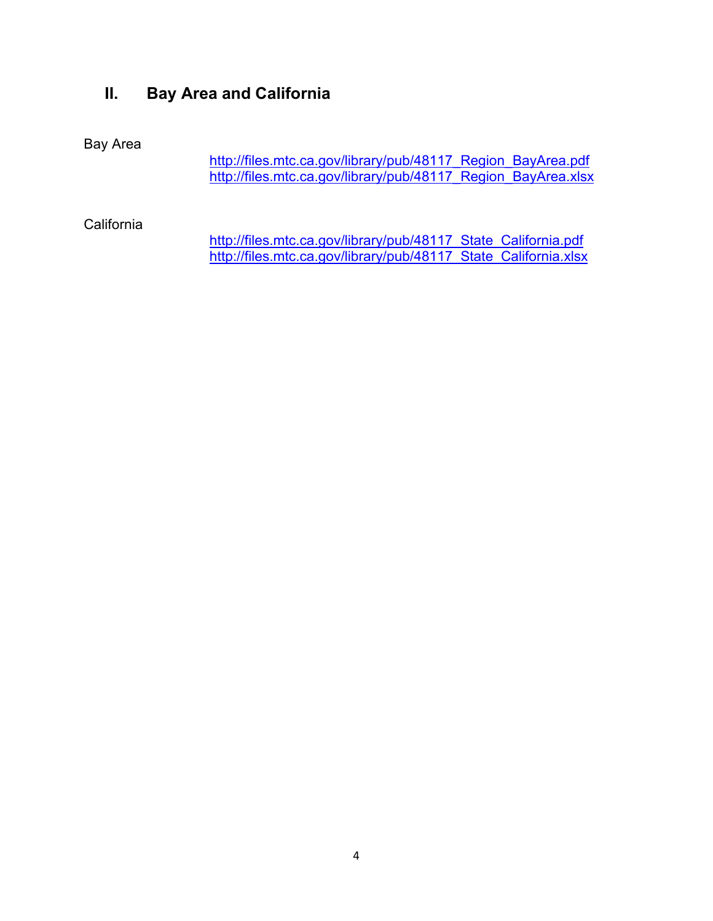## II. Bay Area and California

Bay Area

http://files.mtc.ca.gov/library/pub/48117_Region_BayArea.pdf
http://files.mtc.ca.gov/library/pub/48117_Region_BayArea.xlsx

California

http://files.mtc.ca.gov/library/pub/48117_State_California.pdf
http://files.mtc.ca.gov/library/pub/48117_State_California.xlsx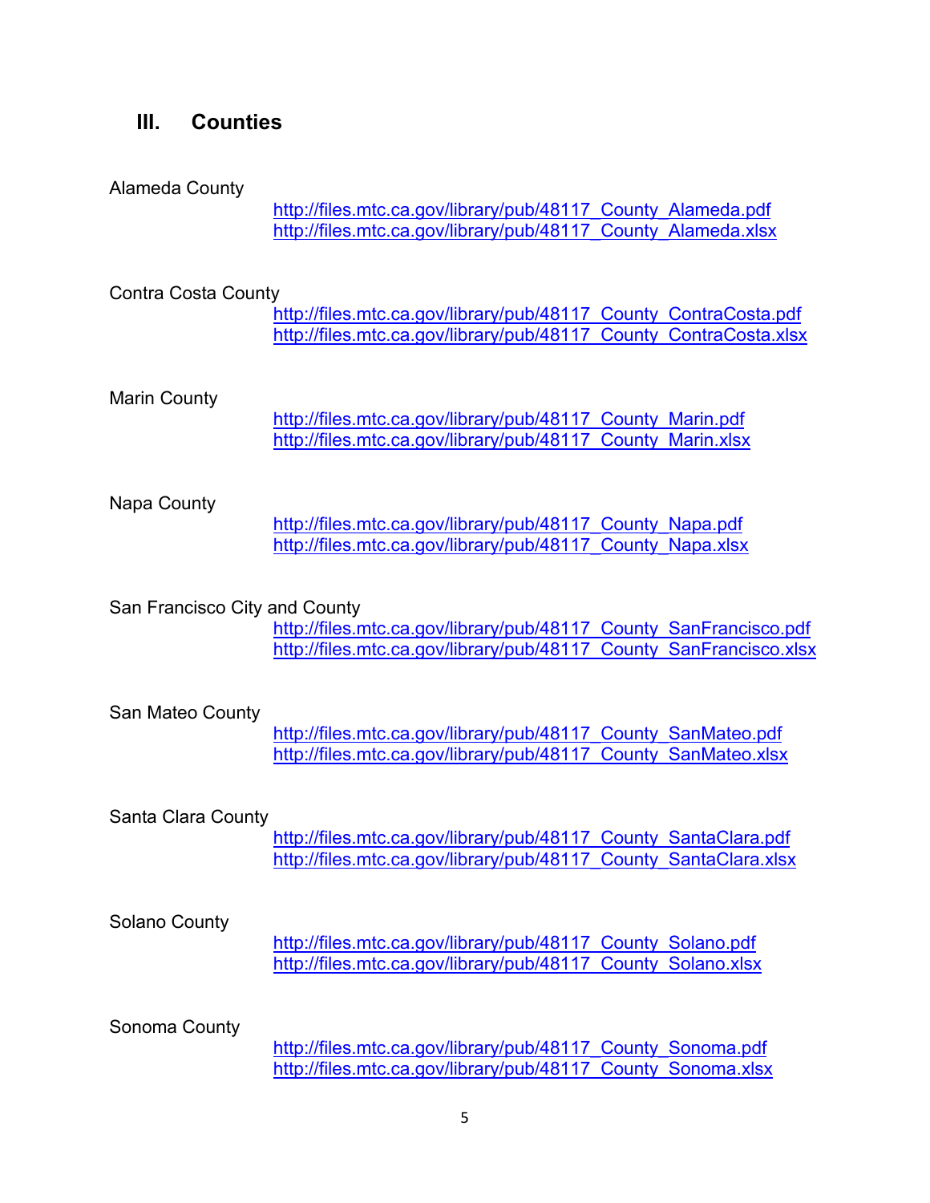## III. Counties

Alameda County

http://files.mtc.ca.gov/library/pub/48117_County_Alameda.pdf
http://files.mtc.ca.gov/library/pub/48117_County_Alameda.xlsx

Contra Costa County

http://files.mtc.ca.gov/library/pub/48117_County_ContraCosta.pdf
http://files.mtc.ca.gov/library/pub/48117_County_ContraCosta.xlsx

Marin County

http://files.mtc.ca.gov/library/pub/48117_County_Marin.pdf
http://files.mtc.ca.gov/library/pub/48117_County_Marin.xlsx

Napa County

http://files.mtc.ca.gov/library/pub/48117_County_Napa.pdf
http://files.mtc.ca.gov/library/pub/48117_County_Napa.xlsx

San Francisco City and County

http://files.mtc.ca.gov/library/pub/48117_County_SanFrancisco.pdf
http://files.mtc.ca.gov/library/pub/48117_County_SanFrancisco.xlsx

San Mateo County

http://files.mtc.ca.gov/library/pub/48117_County_SanMateo.pdf
http://files.mtc.ca.gov/library/pub/48117_County_SanMateo.xlsx

Santa Clara County

http://files.mtc.ca.gov/library/pub/48117_County_SantaClara.pdf
http://files.mtc.ca.gov/library/pub/48117_County_SantaClara.xlsx

Solano County

http://files.mtc.ca.gov/library/pub/48117_County_Solano.pdf
http://files.mtc.ca.gov/library/pub/48117_County_Solano.xlsx

Sonoma County

http://files.mtc.ca.gov/library/pub/48117_County_Sonoma.pdf
http://files.mtc.ca.gov/library/pub/48117_County_Sonoma.xlsx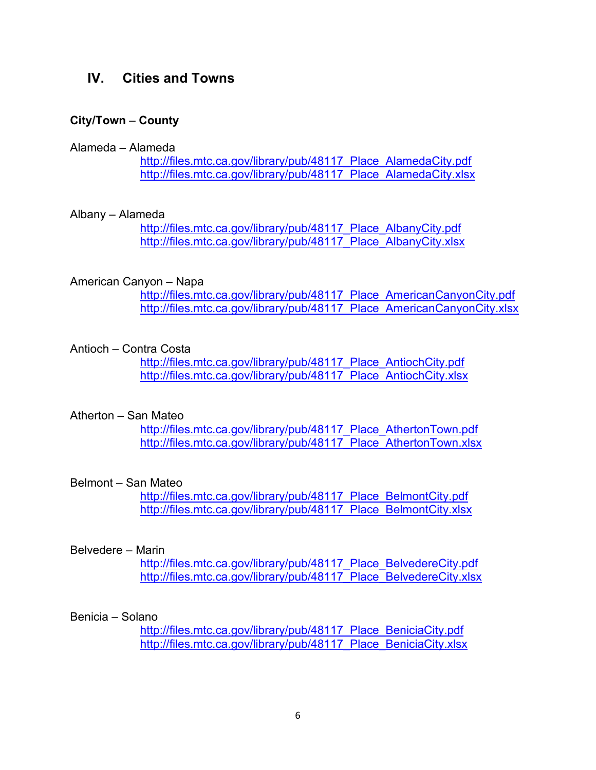## IV. Cities and Towns

**City/Town – County**

Alameda – Alameda

http://files.mtc.ca.gov/library/pub/48117_Place_AlamedaCity.pdf
http://files.mtc.ca.gov/library/pub/48117_Place_AlamedaCity.xlsx

Albany – Alameda

http://files.mtc.ca.gov/library/pub/48117_Place_AlbanyCity.pdf
http://files.mtc.ca.gov/library/pub/48117_Place_AlbanyCity.xlsx

American Canyon – Napa

http://files.mtc.ca.gov/library/pub/48117_Place_AmericanCanyonCity.pdf
http://files.mtc.ca.gov/library/pub/48117_Place_AmericanCanyonCity.xlsx

Antioch – Contra Costa

http://files.mtc.ca.gov/library/pub/48117_Place_AntiochCity.pdf
http://files.mtc.ca.gov/library/pub/48117_Place_AntiochCity.xlsx

Atherton – San Mateo

http://files.mtc.ca.gov/library/pub/48117_Place_AthertonTown.pdf
http://files.mtc.ca.gov/library/pub/48117_Place_AthertonTown.xlsx

Belmont – San Mateo

http://files.mtc.ca.gov/library/pub/48117_Place_BelmontCity.pdf
http://files.mtc.ca.gov/library/pub/48117_Place_BelmontCity.xlsx

Belvedere – Marin

http://files.mtc.ca.gov/library/pub/48117_Place_BelvedereCity.pdf
http://files.mtc.ca.gov/library/pub/48117_Place_BelvedereCity.xlsx

Benicia – Solano

http://files.mtc.ca.gov/library/pub/48117_Place_BeniciaCity.pdf
http://files.mtc.ca.gov/library/pub/48117_Place_BeniciaCity.xlsx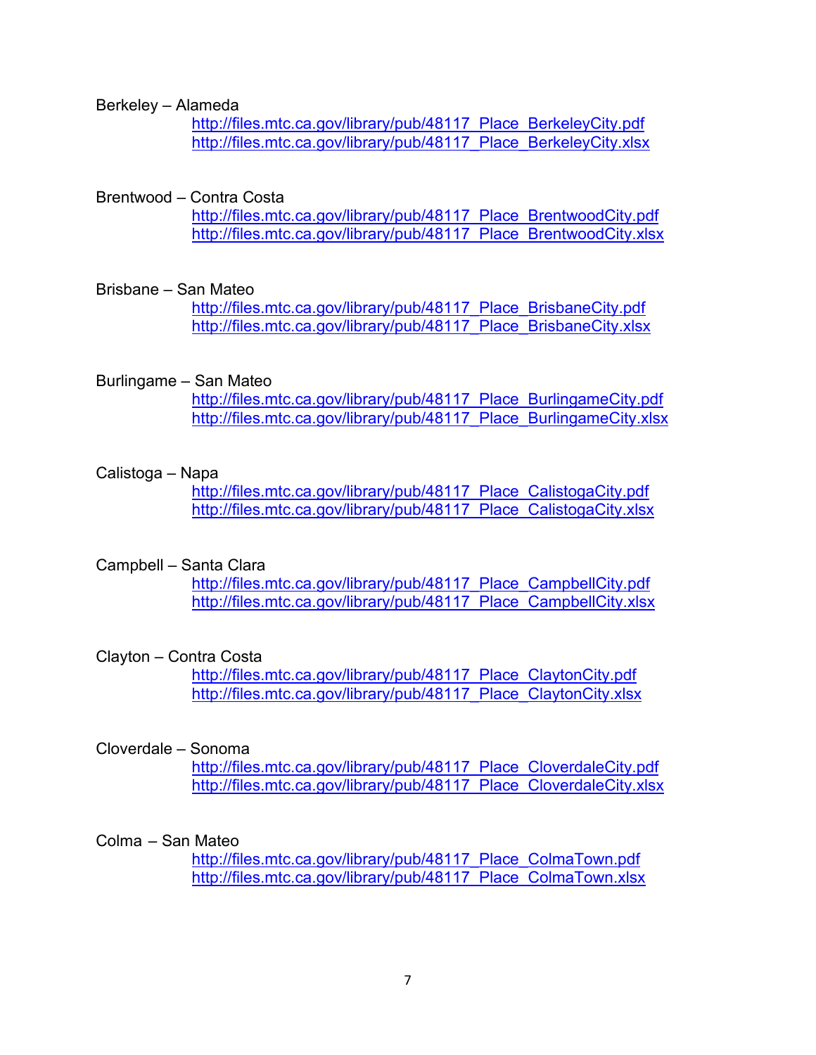Berkeley – Alameda

http://files.mtc.ca.gov/library/pub/48117_Place_BerkeleyCity.pdf
http://files.mtc.ca.gov/library/pub/48117_Place_BerkeleyCity.xlsx

Brentwood – Contra Costa

http://files.mtc.ca.gov/library/pub/48117_Place_BrentwoodCity.pdf
http://files.mtc.ca.gov/library/pub/48117_Place_BrentwoodCity.xlsx

Brisbane – San Mateo

http://files.mtc.ca.gov/library/pub/48117_Place_BrisbaneCity.pdf
http://files.mtc.ca.gov/library/pub/48117_Place_BrisbaneCity.xlsx

Burlingame – San Mateo

http://files.mtc.ca.gov/library/pub/48117_Place_BurlingameCity.pdf
http://files.mtc.ca.gov/library/pub/48117_Place_BurlingameCity.xlsx

Calistoga – Napa

http://files.mtc.ca.gov/library/pub/48117_Place_CalistogaCity.pdf
http://files.mtc.ca.gov/library/pub/48117_Place_CalistogaCity.xlsx

Campbell – Santa Clara

http://files.mtc.ca.gov/library/pub/48117_Place_CampbellCity.pdf
http://files.mtc.ca.gov/library/pub/48117_Place_CampbellCity.xlsx

Clayton – Contra Costa

http://files.mtc.ca.gov/library/pub/48117_Place_ClaytonCity.pdf
http://files.mtc.ca.gov/library/pub/48117_Place_ClaytonCity.xlsx

Cloverdale – Sonoma

http://files.mtc.ca.gov/library/pub/48117_Place_CloverdaleCity.pdf
http://files.mtc.ca.gov/library/pub/48117_Place_CloverdaleCity.xlsx

Colma – San Mateo

http://files.mtc.ca.gov/library/pub/48117_Place_ColmaTown.pdf
http://files.mtc.ca.gov/library/pub/48117_Place_ColmaTown.xlsx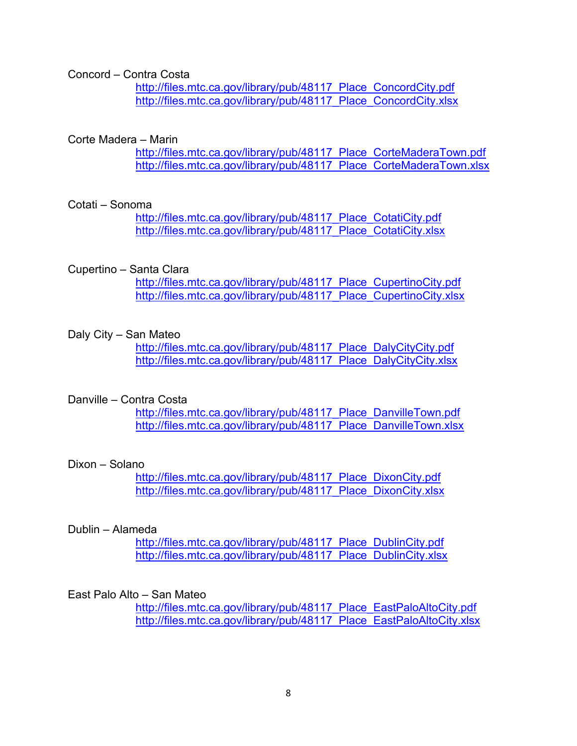Concord – Contra Costa
http://files.mtc.ca.gov/library/pub/48117_Place_ConcordCity.pdf
http://files.mtc.ca.gov/library/pub/48117_Place_ConcordCity.xlsx

Corte Madera – Marin
http://files.mtc.ca.gov/library/pub/48117_Place_CorteMaderaTown.pdf
http://files.mtc.ca.gov/library/pub/48117_Place_CorteMaderaTown.xlsx

Cotati – Sonoma
http://files.mtc.ca.gov/library/pub/48117_Place_CotatiCity.pdf
http://files.mtc.ca.gov/library/pub/48117_Place_CotatiCity.xlsx

Cupertino – Santa Clara
http://files.mtc.ca.gov/library/pub/48117_Place_CupertinoCity.pdf
http://files.mtc.ca.gov/library/pub/48117_Place_CupertinoCity.xlsx

Daly City – San Mateo
http://files.mtc.ca.gov/library/pub/48117_Place_DalyCityCity.pdf
http://files.mtc.ca.gov/library/pub/48117_Place_DalyCityCity.xlsx

Danville – Contra Costa
http://files.mtc.ca.gov/library/pub/48117_Place_DanvilleTown.pdf
http://files.mtc.ca.gov/library/pub/48117_Place_DanvilleTown.xlsx

Dixon – Solano
http://files.mtc.ca.gov/library/pub/48117_Place_DixonCity.pdf
http://files.mtc.ca.gov/library/pub/48117_Place_DixonCity.xlsx

Dublin – Alameda
http://files.mtc.ca.gov/library/pub/48117_Place_DublinCity.pdf
http://files.mtc.ca.gov/library/pub/48117_Place_DublinCity.xlsx

East Palo Alto – San Mateo
http://files.mtc.ca.gov/library/pub/48117_Place_EastPaloAltoCity.pdf
http://files.mtc.ca.gov/library/pub/48117_Place_EastPaloAltoCity.xlsx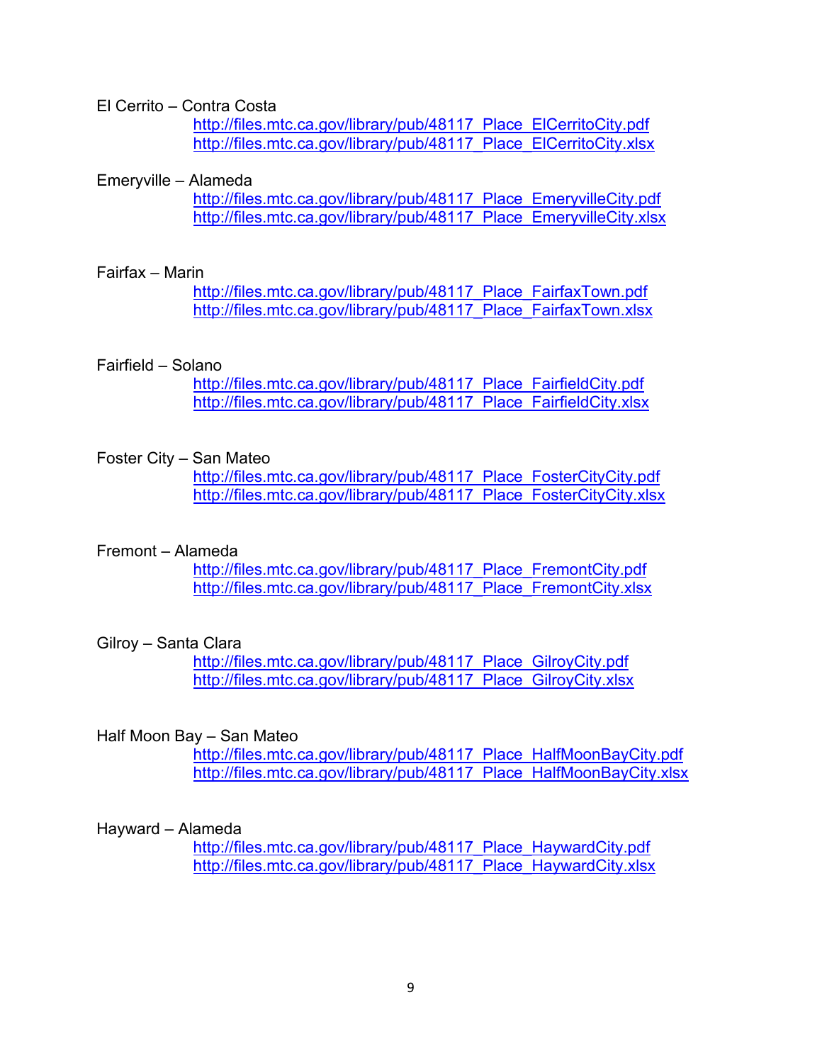El Cerrito – Contra Costa

http://files.mtc.ca.gov/library/pub/48117_Place_ElCerritoCity.pdf
http://files.mtc.ca.gov/library/pub/48117_Place_ElCerritoCity.xlsx

Emeryville – Alameda

http://files.mtc.ca.gov/library/pub/48117_Place_EmeryvilleCity.pdf
http://files.mtc.ca.gov/library/pub/48117_Place_EmeryvilleCity.xlsx

Fairfax – Marin

http://files.mtc.ca.gov/library/pub/48117_Place_FairfaxTown.pdf
http://files.mtc.ca.gov/library/pub/48117_Place_FairfaxTown.xlsx

Fairfield – Solano

http://files.mtc.ca.gov/library/pub/48117_Place_FairfieldCity.pdf
http://files.mtc.ca.gov/library/pub/48117_Place_FairfieldCity.xlsx

Foster City – San Mateo

http://files.mtc.ca.gov/library/pub/48117_Place_FosterCityCity.pdf
http://files.mtc.ca.gov/library/pub/48117_Place_FosterCityCity.xlsx

Fremont – Alameda

http://files.mtc.ca.gov/library/pub/48117_Place_FremontCity.pdf
http://files.mtc.ca.gov/library/pub/48117_Place_FremontCity.xlsx

Gilroy – Santa Clara

http://files.mtc.ca.gov/library/pub/48117_Place_GilroyCity.pdf
http://files.mtc.ca.gov/library/pub/48117_Place_GilroyCity.xlsx

Half Moon Bay – San Mateo

http://files.mtc.ca.gov/library/pub/48117_Place_HalfMoonBayCity.pdf
http://files.mtc.ca.gov/library/pub/48117_Place_HalfMoonBayCity.xlsx

Hayward – Alameda

http://files.mtc.ca.gov/library/pub/48117_Place_HaywardCity.pdf
http://files.mtc.ca.gov/library/pub/48117_Place_HaywardCity.xlsx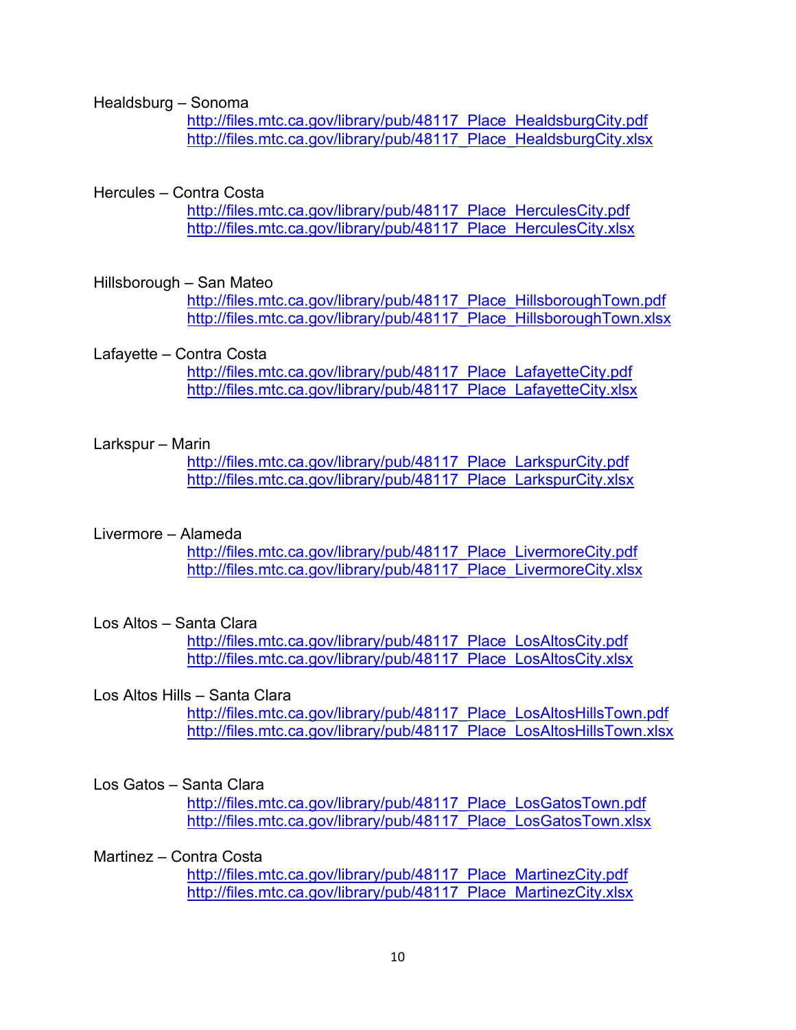Healdsburg – Sonoma

http://files.mtc.ca.gov/library/pub/48117_Place_HealdsburgCity.pdf
http://files.mtc.ca.gov/library/pub/48117_Place_HealdsburgCity.xlsx

Hercules – Contra Costa

http://files.mtc.ca.gov/library/pub/48117_Place_HerculesCity.pdf
http://files.mtc.ca.gov/library/pub/48117_Place_HerculesCity.xlsx

Hillsborough – San Mateo

http://files.mtc.ca.gov/library/pub/48117_Place_HillsboroughTown.pdf
http://files.mtc.ca.gov/library/pub/48117_Place_HillsboroughTown.xlsx

Lafayette – Contra Costa

http://files.mtc.ca.gov/library/pub/48117_Place_LafayetteCity.pdf
http://files.mtc.ca.gov/library/pub/48117_Place_LafayetteCity.xlsx

Larkspur – Marin

http://files.mtc.ca.gov/library/pub/48117_Place_LarkspurCity.pdf
http://files.mtc.ca.gov/library/pub/48117_Place_LarkspurCity.xlsx

Livermore – Alameda

http://files.mtc.ca.gov/library/pub/48117_Place_LivermoreCity.pdf
http://files.mtc.ca.gov/library/pub/48117_Place_LivermoreCity.xlsx

Los Altos – Santa Clara

http://files.mtc.ca.gov/library/pub/48117_Place_LosAltosCity.pdf
http://files.mtc.ca.gov/library/pub/48117_Place_LosAltosCity.xlsx

Los Altos Hills – Santa Clara

http://files.mtc.ca.gov/library/pub/48117_Place_LosAltosHillsTown.pdf
http://files.mtc.ca.gov/library/pub/48117_Place_LosAltosHillsTown.xlsx

Los Gatos – Santa Clara

http://files.mtc.ca.gov/library/pub/48117_Place_LosGatosTown.pdf
http://files.mtc.ca.gov/library/pub/48117_Place_LosGatosTown.xlsx

Martinez – Contra Costa

http://files.mtc.ca.gov/library/pub/48117_Place_MartinezCity.pdf
http://files.mtc.ca.gov/library/pub/48117_Place_MartinezCity.xlsx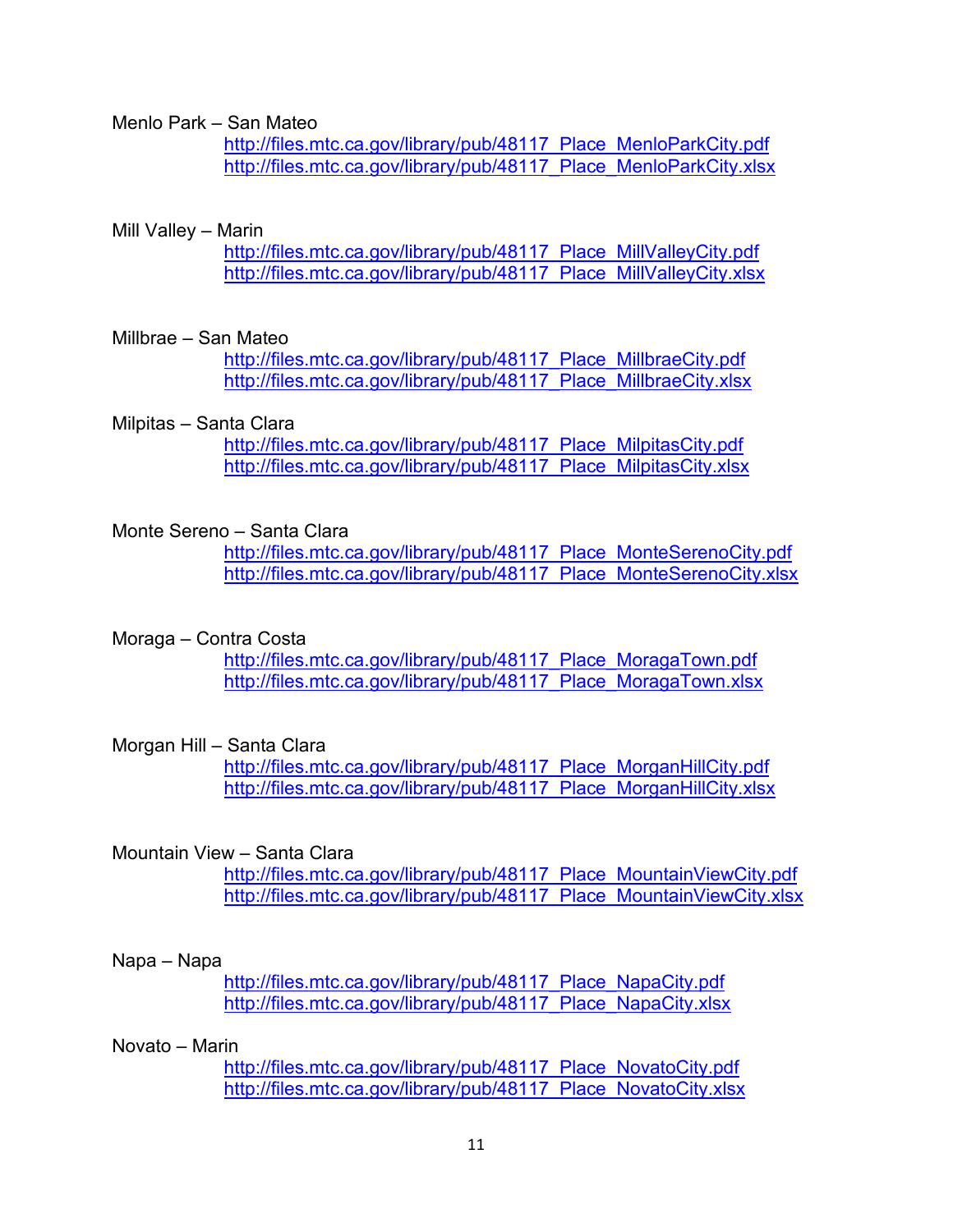Menlo Park – San Mateo

http://files.mtc.ca.gov/library/pub/48117_Place_MenloParkCity.pdf
http://files.mtc.ca.gov/library/pub/48117_Place_MenloParkCity.xlsx

Mill Valley – Marin

http://files.mtc.ca.gov/library/pub/48117_Place_MillValleyCity.pdf
http://files.mtc.ca.gov/library/pub/48117_Place_MillValleyCity.xlsx

Millbrae – San Mateo

http://files.mtc.ca.gov/library/pub/48117_Place_MillbraeCity.pdf
http://files.mtc.ca.gov/library/pub/48117_Place_MillbraeCity.xlsx

Milpitas – Santa Clara

http://files.mtc.ca.gov/library/pub/48117_Place_MilpitasCity.pdf
http://files.mtc.ca.gov/library/pub/48117_Place_MilpitasCity.xlsx

Monte Sereno – Santa Clara

http://files.mtc.ca.gov/library/pub/48117_Place_MonteSerenoCity.pdf
http://files.mtc.ca.gov/library/pub/48117_Place_MonteSerenoCity.xlsx

Moraga – Contra Costa

http://files.mtc.ca.gov/library/pub/48117_Place_MoragaTown.pdf
http://files.mtc.ca.gov/library/pub/48117_Place_MoragaTown.xlsx

Morgan Hill – Santa Clara

http://files.mtc.ca.gov/library/pub/48117_Place_MorganHillCity.pdf
http://files.mtc.ca.gov/library/pub/48117_Place_MorganHillCity.xlsx

Mountain View – Santa Clara

http://files.mtc.ca.gov/library/pub/48117_Place_MountainViewCity.pdf
http://files.mtc.ca.gov/library/pub/48117_Place_MountainViewCity.xlsx

Napa – Napa

http://files.mtc.ca.gov/library/pub/48117_Place_NapaCity.pdf
http://files.mtc.ca.gov/library/pub/48117_Place_NapaCity.xlsx

Novato – Marin

http://files.mtc.ca.gov/library/pub/48117_Place_NovatoCity.pdf
http://files.mtc.ca.gov/library/pub/48117_Place_NovatoCity.xlsx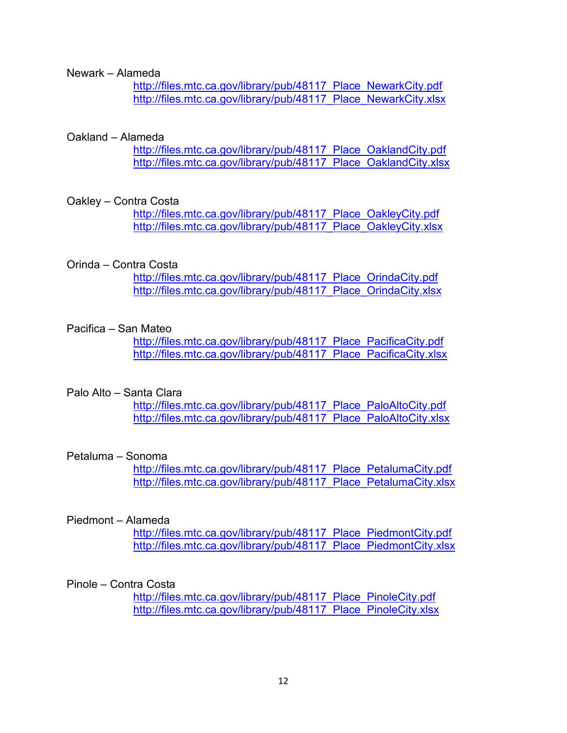Newark – Alameda

http://files.mtc.ca.gov/library/pub/48117_Place_NewarkCity.pdf
http://files.mtc.ca.gov/library/pub/48117_Place_NewarkCity.xlsx

Oakland – Alameda

http://files.mtc.ca.gov/library/pub/48117_Place_OaklandCity.pdf
http://files.mtc.ca.gov/library/pub/48117_Place_OaklandCity.xlsx

Oakley – Contra Costa

http://files.mtc.ca.gov/library/pub/48117_Place_OakleyCity.pdf
http://files.mtc.ca.gov/library/pub/48117_Place_OakleyCity.xlsx

Orinda – Contra Costa

http://files.mtc.ca.gov/library/pub/48117_Place_OrindaCity.pdf
http://files.mtc.ca.gov/library/pub/48117_Place_OrindaCity.xlsx

Pacifica – San Mateo

http://files.mtc.ca.gov/library/pub/48117_Place_PacificaCity.pdf
http://files.mtc.ca.gov/library/pub/48117_Place_PacificaCity.xlsx

Palo Alto – Santa Clara

http://files.mtc.ca.gov/library/pub/48117_Place_PaloAltoCity.pdf
http://files.mtc.ca.gov/library/pub/48117_Place_PaloAltoCity.xlsx

Petaluma – Sonoma

http://files.mtc.ca.gov/library/pub/48117_Place_PetalumaCity.pdf
http://files.mtc.ca.gov/library/pub/48117_Place_PetalumaCity.xlsx

Piedmont – Alameda

http://files.mtc.ca.gov/library/pub/48117_Place_PiedmontCity.pdf
http://files.mtc.ca.gov/library/pub/48117_Place_PiedmontCity.xlsx

Pinole – Contra Costa

http://files.mtc.ca.gov/library/pub/48117_Place_PinoleCity.pdf
http://files.mtc.ca.gov/library/pub/48117_Place_PinoleCity.xlsx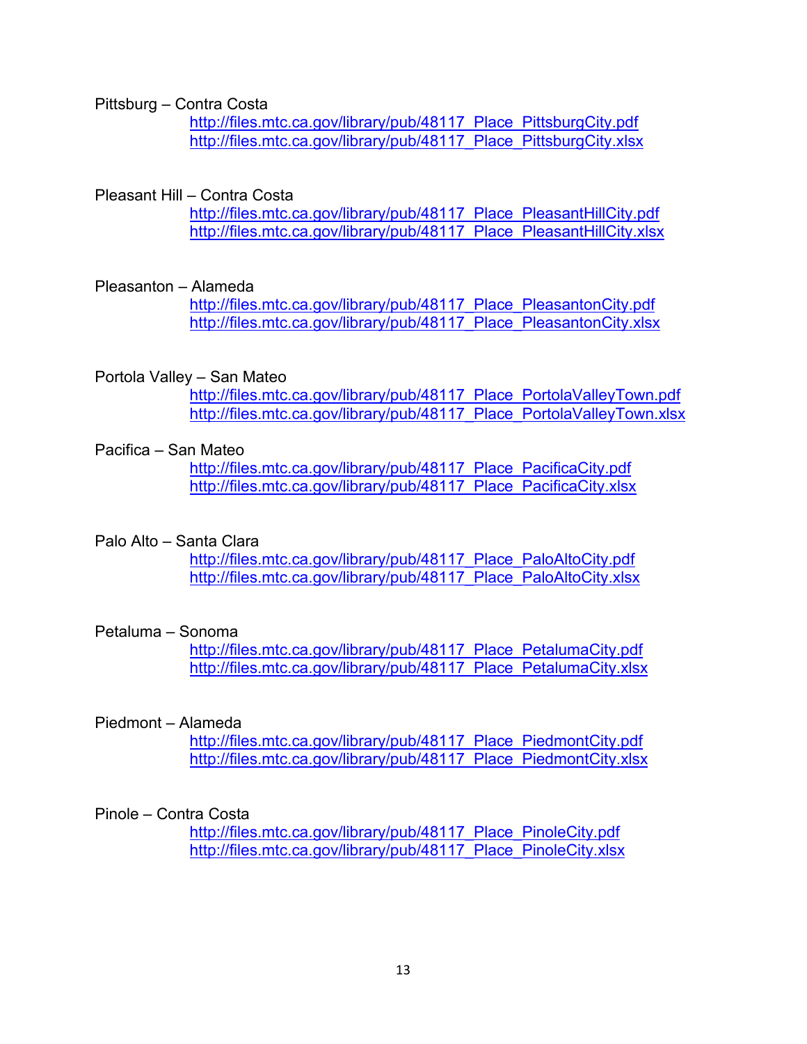Pittsburg – Contra Costa

http://files.mtc.ca.gov/library/pub/48117_Place_PittsburgCity.pdf
http://files.mtc.ca.gov/library/pub/48117_Place_PittsburgCity.xlsx

Pleasant Hill – Contra Costa

http://files.mtc.ca.gov/library/pub/48117_Place_PleasantHillCity.pdf
http://files.mtc.ca.gov/library/pub/48117_Place_PleasantHillCity.xlsx

Pleasanton – Alameda

http://files.mtc.ca.gov/library/pub/48117_Place_PleasantonCity.pdf
http://files.mtc.ca.gov/library/pub/48117_Place_PleasantonCity.xlsx

Portola Valley – San Mateo

http://files.mtc.ca.gov/library/pub/48117_Place_PortolaValleyTown.pdf
http://files.mtc.ca.gov/library/pub/48117_Place_PortolaValleyTown.xlsx

Pacifica – San Mateo

http://files.mtc.ca.gov/library/pub/48117_Place_PacificaCity.pdf
http://files.mtc.ca.gov/library/pub/48117_Place_PacificaCity.xlsx

Palo Alto – Santa Clara

http://files.mtc.ca.gov/library/pub/48117_Place_PaloAltoCity.pdf
http://files.mtc.ca.gov/library/pub/48117_Place_PaloAltoCity.xlsx

Petaluma – Sonoma

http://files.mtc.ca.gov/library/pub/48117_Place_PetalumaCity.pdf
http://files.mtc.ca.gov/library/pub/48117_Place_PetalumaCity.xlsx

Piedmont – Alameda

http://files.mtc.ca.gov/library/pub/48117_Place_PiedmontCity.pdf
http://files.mtc.ca.gov/library/pub/48117_Place_PiedmontCity.xlsx

Pinole – Contra Costa

http://files.mtc.ca.gov/library/pub/48117_Place_PinoleCity.pdf
http://files.mtc.ca.gov/library/pub/48117_Place_PinoleCity.xlsx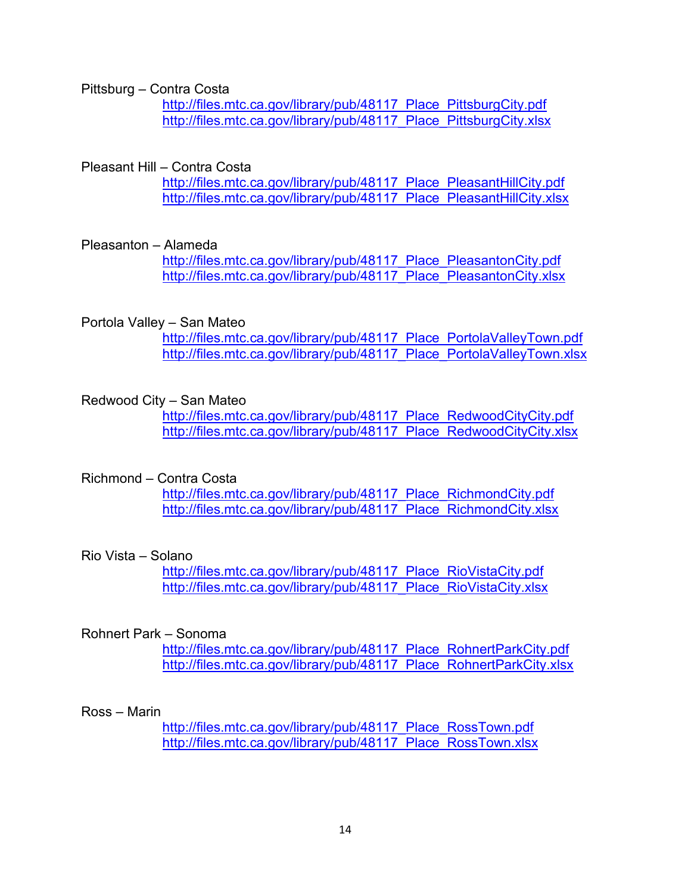Pittsburg – Contra Costa

http://files.mtc.ca.gov/library/pub/48117_Place_PittsburgCity.pdf
http://files.mtc.ca.gov/library/pub/48117_Place_PittsburgCity.xlsx

Pleasant Hill – Contra Costa

http://files.mtc.ca.gov/library/pub/48117_Place_PleasantHillCity.pdf
http://files.mtc.ca.gov/library/pub/48117_Place_PleasantHillCity.xlsx

Pleasanton – Alameda

http://files.mtc.ca.gov/library/pub/48117_Place_PleasantonCity.pdf
http://files.mtc.ca.gov/library/pub/48117_Place_PleasantonCity.xlsx

Portola Valley – San Mateo

http://files.mtc.ca.gov/library/pub/48117_Place_PortolaValleyTown.pdf
http://files.mtc.ca.gov/library/pub/48117_Place_PortolaValleyTown.xlsx

Redwood City – San Mateo

http://files.mtc.ca.gov/library/pub/48117_Place_RedwoodCityCity.pdf
http://files.mtc.ca.gov/library/pub/48117_Place_RedwoodCityCity.xlsx

Richmond – Contra Costa

http://files.mtc.ca.gov/library/pub/48117_Place_RichmondCity.pdf
http://files.mtc.ca.gov/library/pub/48117_Place_RichmondCity.xlsx

Rio Vista – Solano

http://files.mtc.ca.gov/library/pub/48117_Place_RioVistaCity.pdf
http://files.mtc.ca.gov/library/pub/48117_Place_RioVistaCity.xlsx

Rohnert Park – Sonoma

http://files.mtc.ca.gov/library/pub/48117_Place_RohnertParkCity.pdf
http://files.mtc.ca.gov/library/pub/48117_Place_RohnertParkCity.xlsx

Ross – Marin

http://files.mtc.ca.gov/library/pub/48117_Place_RossTown.pdf
http://files.mtc.ca.gov/library/pub/48117_Place_RossTown.xlsx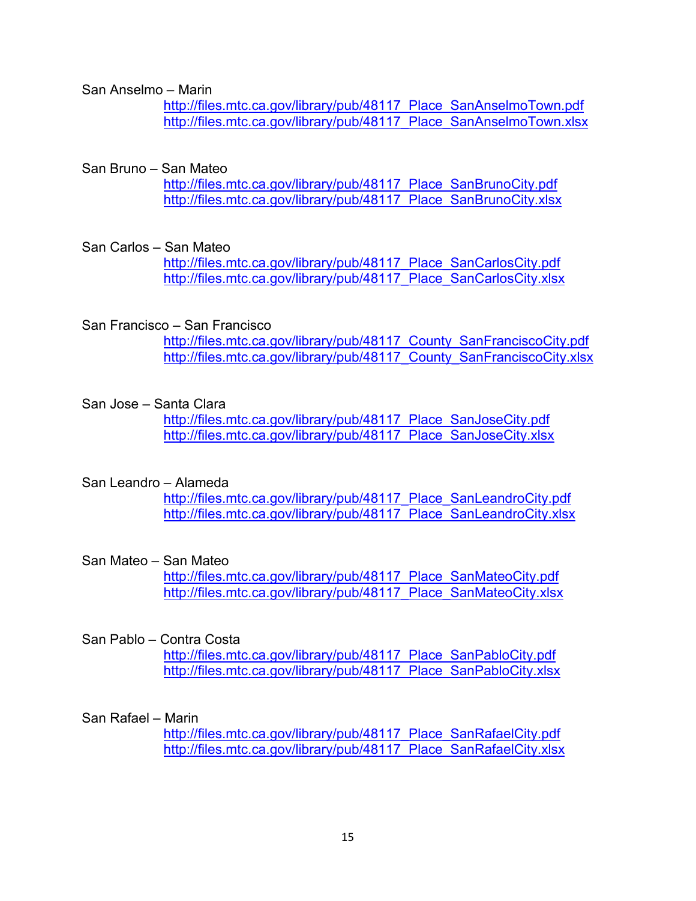San Anselmo – Marin

http://files.mtc.ca.gov/library/pub/48117_Place_SanAnselmoTown.pdf
http://files.mtc.ca.gov/library/pub/48117_Place_SanAnselmoTown.xlsx

San Bruno – San Mateo

http://files.mtc.ca.gov/library/pub/48117_Place_SanBrunoCity.pdf
http://files.mtc.ca.gov/library/pub/48117_Place_SanBrunoCity.xlsx

San Carlos – San Mateo

http://files.mtc.ca.gov/library/pub/48117_Place_SanCarlosCity.pdf
http://files.mtc.ca.gov/library/pub/48117_Place_SanCarlosCity.xlsx

San Francisco – San Francisco

http://files.mtc.ca.gov/library/pub/48117_County_SanFranciscoCity.pdf
http://files.mtc.ca.gov/library/pub/48117_County_SanFranciscoCity.xlsx

San Jose – Santa Clara

http://files.mtc.ca.gov/library/pub/48117_Place_SanJoseCity.pdf
http://files.mtc.ca.gov/library/pub/48117_Place_SanJoseCity.xlsx

San Leandro – Alameda

http://files.mtc.ca.gov/library/pub/48117_Place_SanLeandroCity.pdf
http://files.mtc.ca.gov/library/pub/48117_Place_SanLeandroCity.xlsx

San Mateo – San Mateo

http://files.mtc.ca.gov/library/pub/48117_Place_SanMateoCity.pdf
http://files.mtc.ca.gov/library/pub/48117_Place_SanMateoCity.xlsx

San Pablo – Contra Costa

http://files.mtc.ca.gov/library/pub/48117_Place_SanPabloCity.pdf
http://files.mtc.ca.gov/library/pub/48117_Place_SanPabloCity.xlsx

San Rafael – Marin

http://files.mtc.ca.gov/library/pub/48117_Place_SanRafaelCity.pdf
http://files.mtc.ca.gov/library/pub/48117_Place_SanRafaelCity.xlsx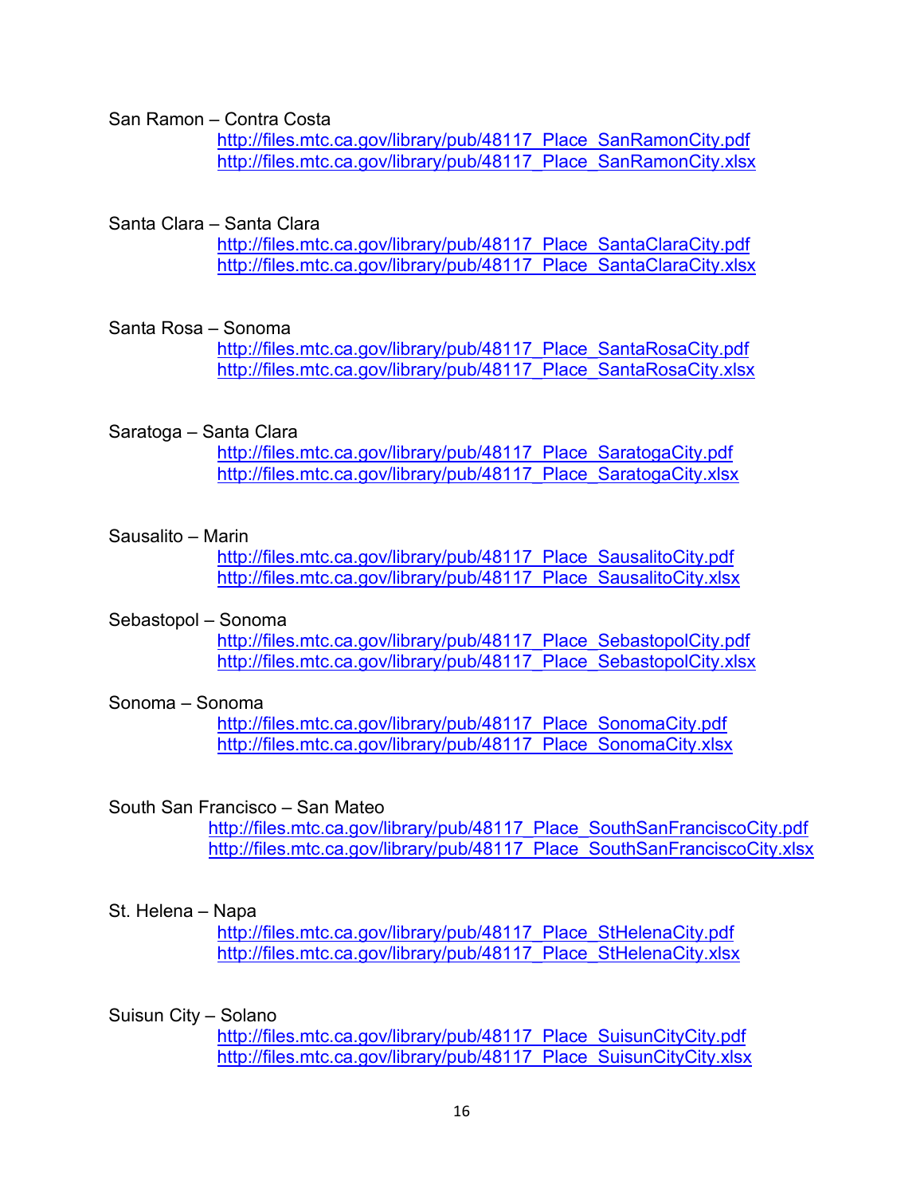San Ramon – Contra Costa

http://files.mtc.ca.gov/library/pub/48117_Place_SanRamonCity.pdf
http://files.mtc.ca.gov/library/pub/48117_Place_SanRamonCity.xlsx

Santa Clara – Santa Clara

http://files.mtc.ca.gov/library/pub/48117_Place_SantaClaraCity.pdf
http://files.mtc.ca.gov/library/pub/48117_Place_SantaClaraCity.xlsx

Santa Rosa – Sonoma

http://files.mtc.ca.gov/library/pub/48117_Place_SantaRosaCity.pdf
http://files.mtc.ca.gov/library/pub/48117_Place_SantaRosaCity.xlsx

Saratoga – Santa Clara

http://files.mtc.ca.gov/library/pub/48117_Place_SaratogaCity.pdf
http://files.mtc.ca.gov/library/pub/48117_Place_SaratogaCity.xlsx

Sausalito – Marin

http://files.mtc.ca.gov/library/pub/48117_Place_SausalitoCity.pdf
http://files.mtc.ca.gov/library/pub/48117_Place_SausalitoCity.xlsx

Sebastopol – Sonoma

http://files.mtc.ca.gov/library/pub/48117_Place_SebastopolCity.pdf
http://files.mtc.ca.gov/library/pub/48117_Place_SebastopolCity.xlsx

Sonoma – Sonoma

http://files.mtc.ca.gov/library/pub/48117_Place_SonomaCity.pdf
http://files.mtc.ca.gov/library/pub/48117_Place_SonomaCity.xlsx

South San Francisco – San Mateo

http://files.mtc.ca.gov/library/pub/48117_Place_SouthSanFranciscoCity.pdf
http://files.mtc.ca.gov/library/pub/48117_Place_SouthSanFranciscoCity.xlsx

St. Helena – Napa

http://files.mtc.ca.gov/library/pub/48117_Place_StHelenaCity.pdf
http://files.mtc.ca.gov/library/pub/48117_Place_StHelenaCity.xlsx

Suisun City – Solano

http://files.mtc.ca.gov/library/pub/48117_Place_SuisunCityCity.pdf
http://files.mtc.ca.gov/library/pub/48117_Place_SuisunCityCity.xlsx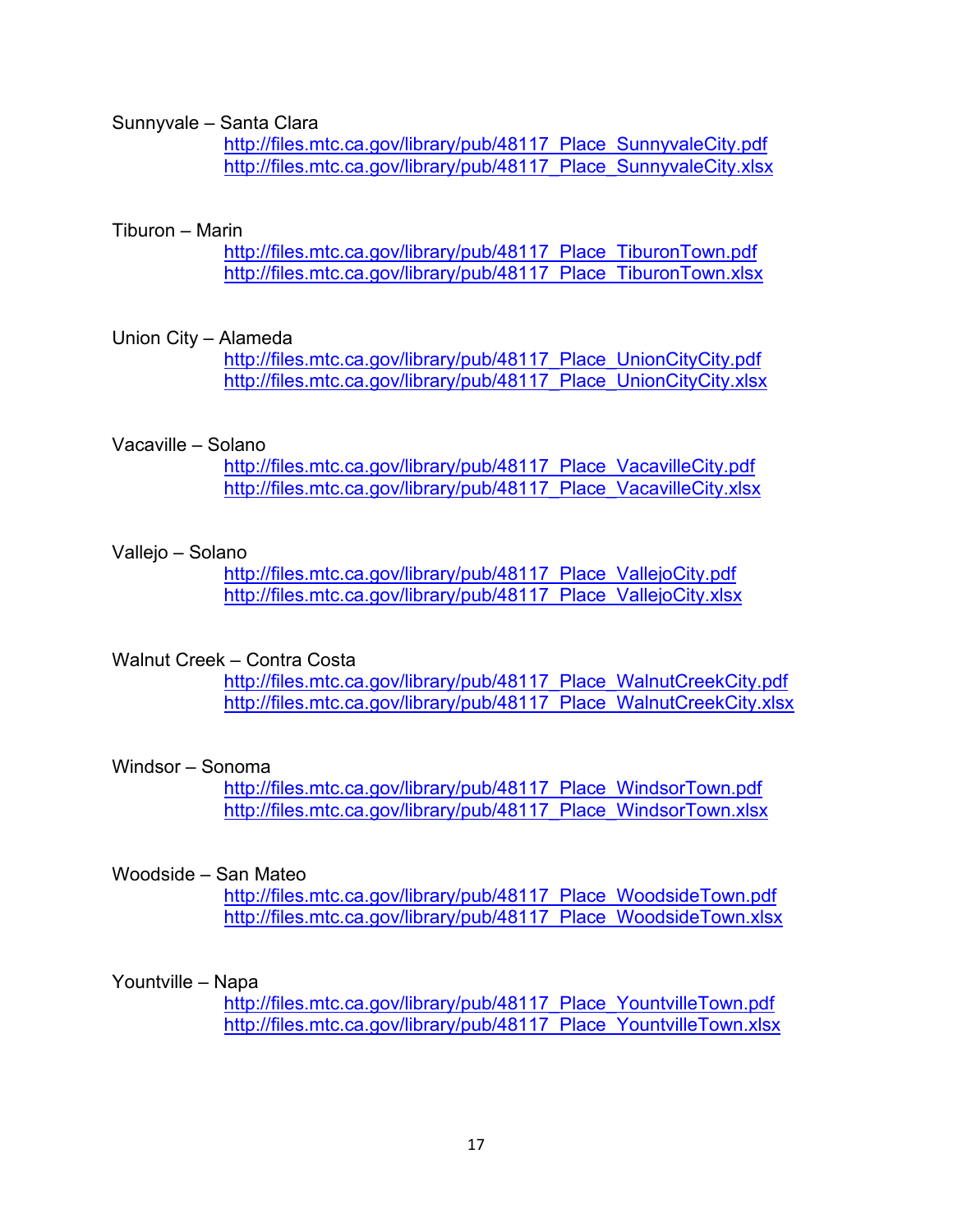Sunnyvale – Santa Clara

http://files.mtc.ca.gov/library/pub/48117_Place_SunnyvaleCity.pdf
http://files.mtc.ca.gov/library/pub/48117_Place_SunnyvaleCity.xlsx

Tiburon – Marin

http://files.mtc.ca.gov/library/pub/48117_Place_TiburonTown.pdf
http://files.mtc.ca.gov/library/pub/48117_Place_TiburonTown.xlsx

Union City – Alameda

http://files.mtc.ca.gov/library/pub/48117_Place_UnionCityCity.pdf
http://files.mtc.ca.gov/library/pub/48117_Place_UnionCityCity.xlsx

Vacaville – Solano

http://files.mtc.ca.gov/library/pub/48117_Place_VacavilleCity.pdf
http://files.mtc.ca.gov/library/pub/48117_Place_VacavilleCity.xlsx

Vallejo – Solano

http://files.mtc.ca.gov/library/pub/48117_Place_VallejoCity.pdf
http://files.mtc.ca.gov/library/pub/48117_Place_VallejoCity.xlsx

Walnut Creek – Contra Costa

http://files.mtc.ca.gov/library/pub/48117_Place_WalnutCreekCity.pdf
http://files.mtc.ca.gov/library/pub/48117_Place_WalnutCreekCity.xlsx

Windsor – Sonoma

http://files.mtc.ca.gov/library/pub/48117_Place_WindsorTown.pdf
http://files.mtc.ca.gov/library/pub/48117_Place_WindsorTown.xlsx

Woodside – San Mateo

http://files.mtc.ca.gov/library/pub/48117_Place_WoodsideTown.pdf
http://files.mtc.ca.gov/library/pub/48117_Place_WoodsideTown.xlsx

Yountville – Napa

http://files.mtc.ca.gov/library/pub/48117_Place_YountvilleTown.pdf
http://files.mtc.ca.gov/library/pub/48117_Place_YountvilleTown.xlsx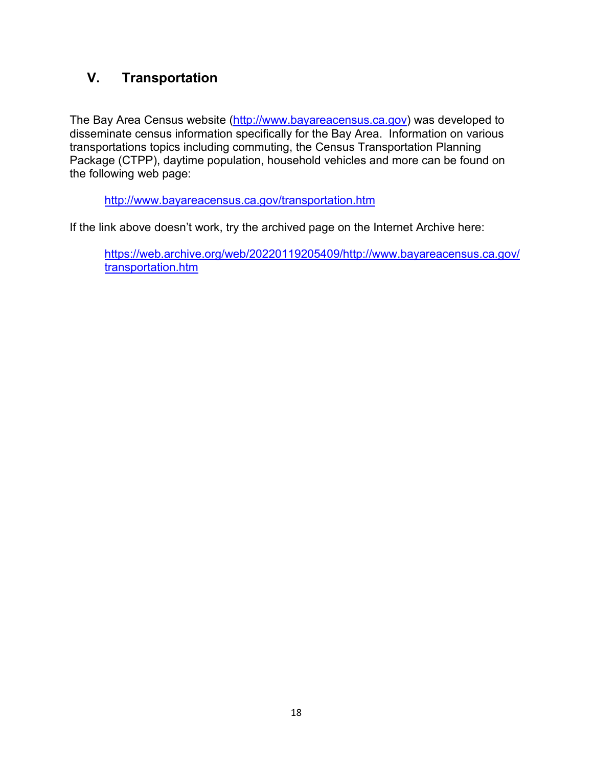## V. Transportation

The Bay Area Census website (http://www.bayareacensus.ca.gov) was developed to disseminate census information specifically for the Bay Area. Information on various transportations topics including commuting, the Census Transportation Planning Package (CTPP), daytime population, household vehicles and more can be found on the following web page:

> http://www.bayareacensus.ca.gov/transportation.htm

If the link above doesn't work, try the archived page on the Internet Archive here:

> https://web.archive.org/web/20220119205409/http://www.bayareacensus.ca.gov/transportation.htm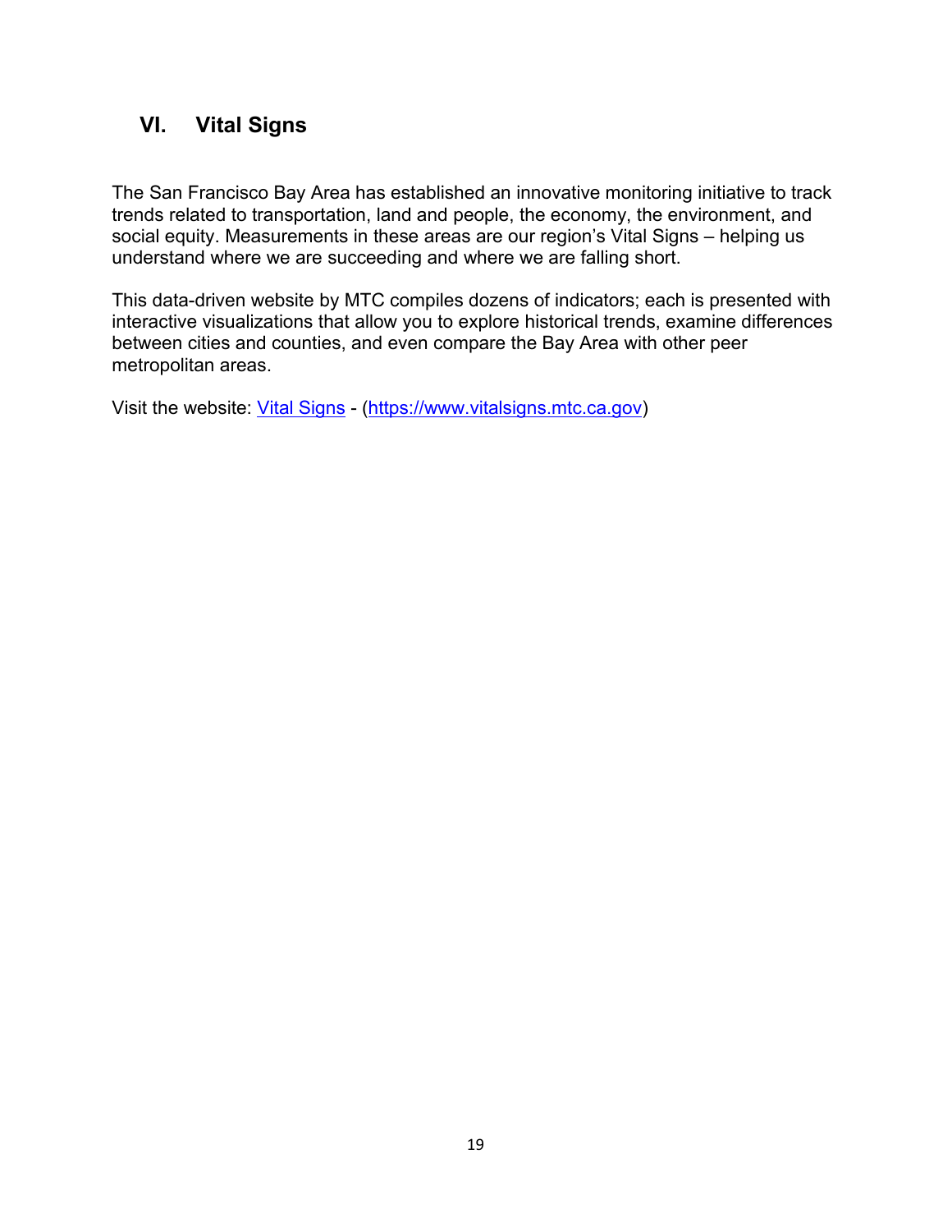## VI. Vital Signs

The San Francisco Bay Area has established an innovative monitoring initiative to track trends related to transportation, land and people, the economy, the environment, and social equity. Measurements in these areas are our region's Vital Signs – helping us understand where we are succeeding and where we are falling short.

This data-driven website by MTC compiles dozens of indicators; each is presented with interactive visualizations that allow you to explore historical trends, examine differences between cities and counties, and even compare the Bay Area with other peer metropolitan areas.

Visit the website: [Vital Signs](https://www.vitalsigns.mtc.ca.gov) - ([https://www.vitalsigns.mtc.ca.gov](https://www.vitalsigns.mtc.ca.gov))